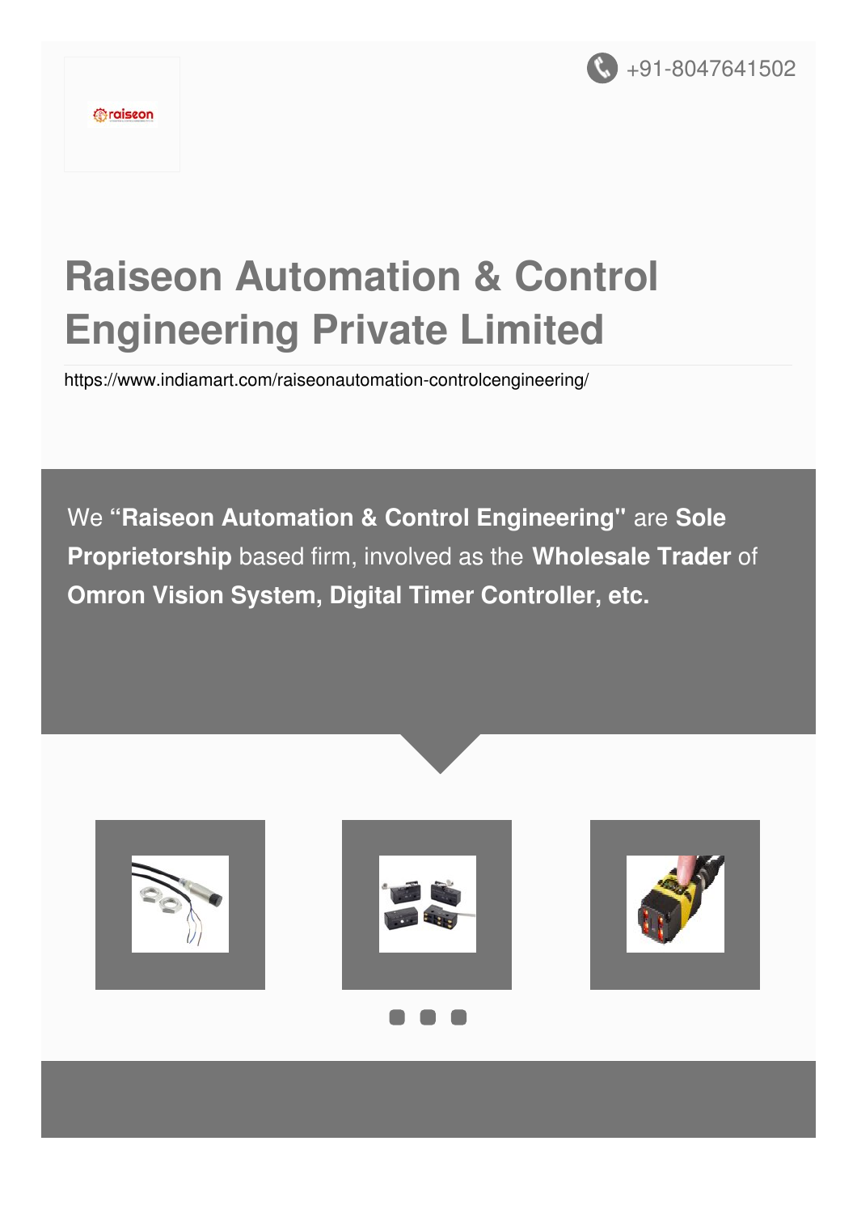+91-8047641502

# Raiseon Automation & Control Engineering Private Limited

https://www.indiamart.com/raiseonautomation-controlcengineering/

We **“Raiseon Automation & Control Engineering"** are **Sole Proprietorship** based firm, involved as the **Wholesale Trader** of **Omron Vision System, Digital Timer Controller, etc.**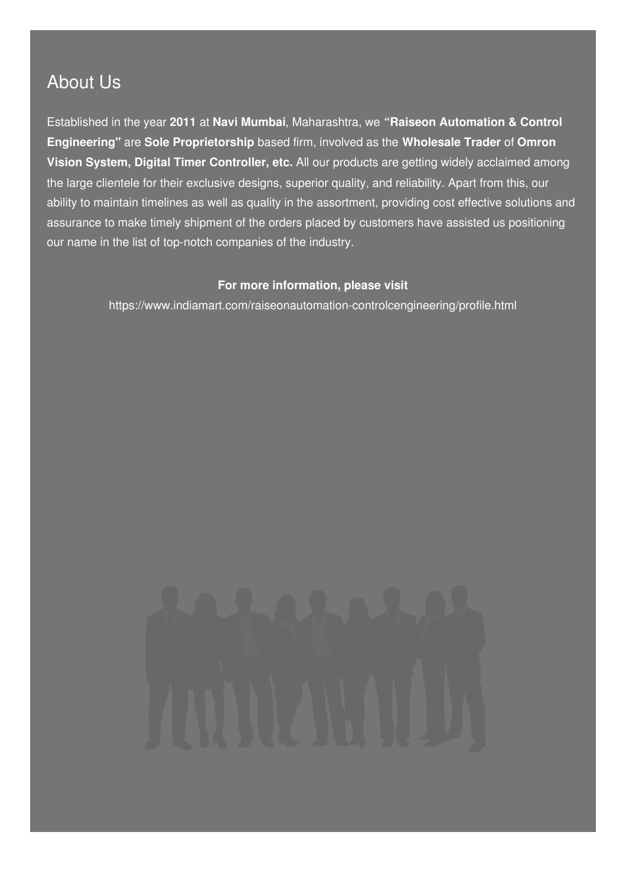## About Us

Established in the year **2011** at **Navi Mumbai**, Maharashtra, we **"Raiseon Automation & Control Engineering"** are **Sole Proprietorship** based firm, involved as the **Wholesale Trader** of **Omron Vision System, Digital Timer Controller, etc.** All our products are getting widely acclaimed among the large clientele for their exclusive designs, superior quality, and reliability. Apart from this, our ability to maintain timelines as well as quality in the assortment, providing cost effective solutions and assurance to make timely shipment of the orders placed by customers have assisted us positioning our name in the list of top-notch companies of the industry.

**For more information, please visit**

https://www.indiamart.com/raiseonautomation-controlcengineering/profile.html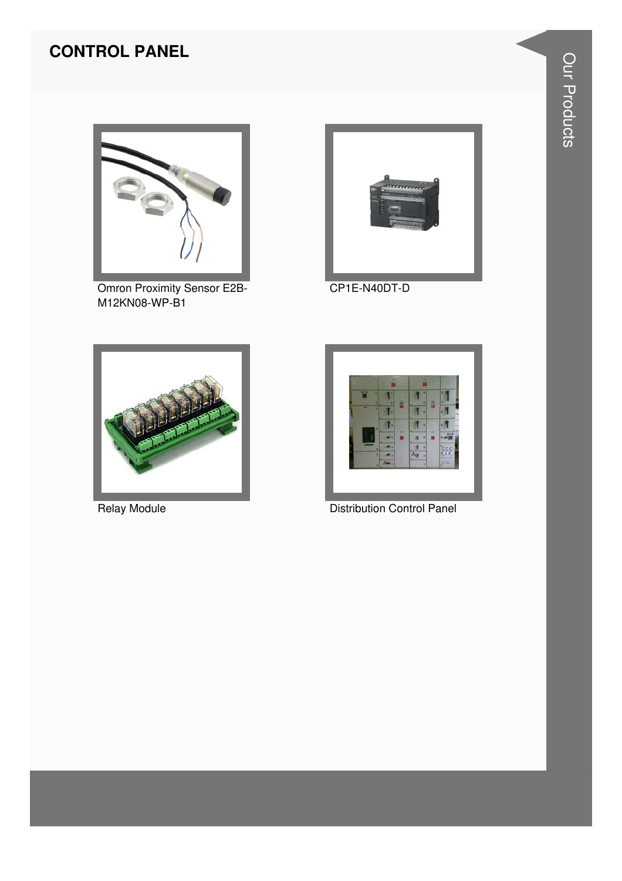# CONTROL PANEL

Omron Proximity Sensor E2B-M12KN08-WP-B1

CP1E-N40DT-D

Relay Module

Distribution Control Panel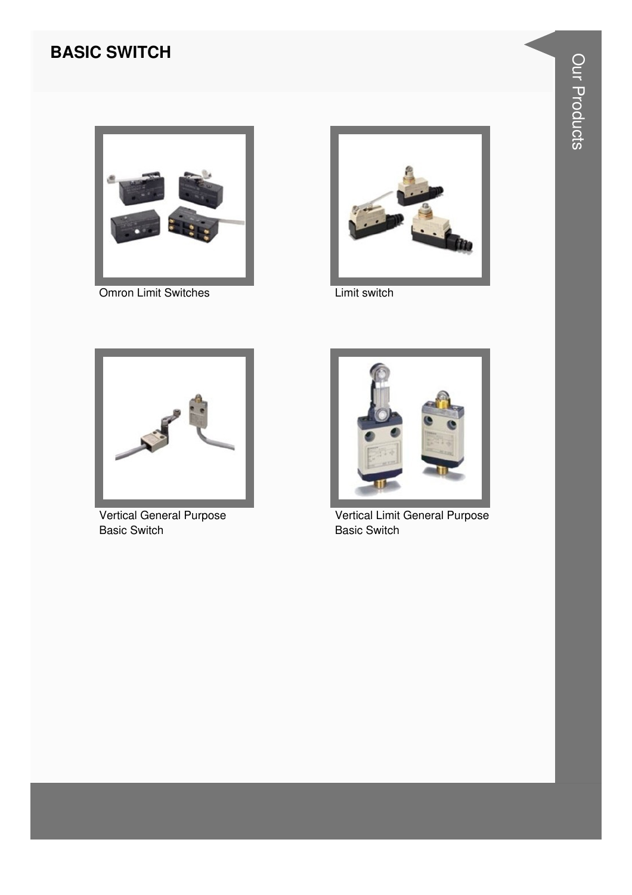## BASIC SWITCH

Omron Limit Switches

Limit switch

Vertical General Purpose Basic Switch

Vertical Limit General Purpose Basic Switch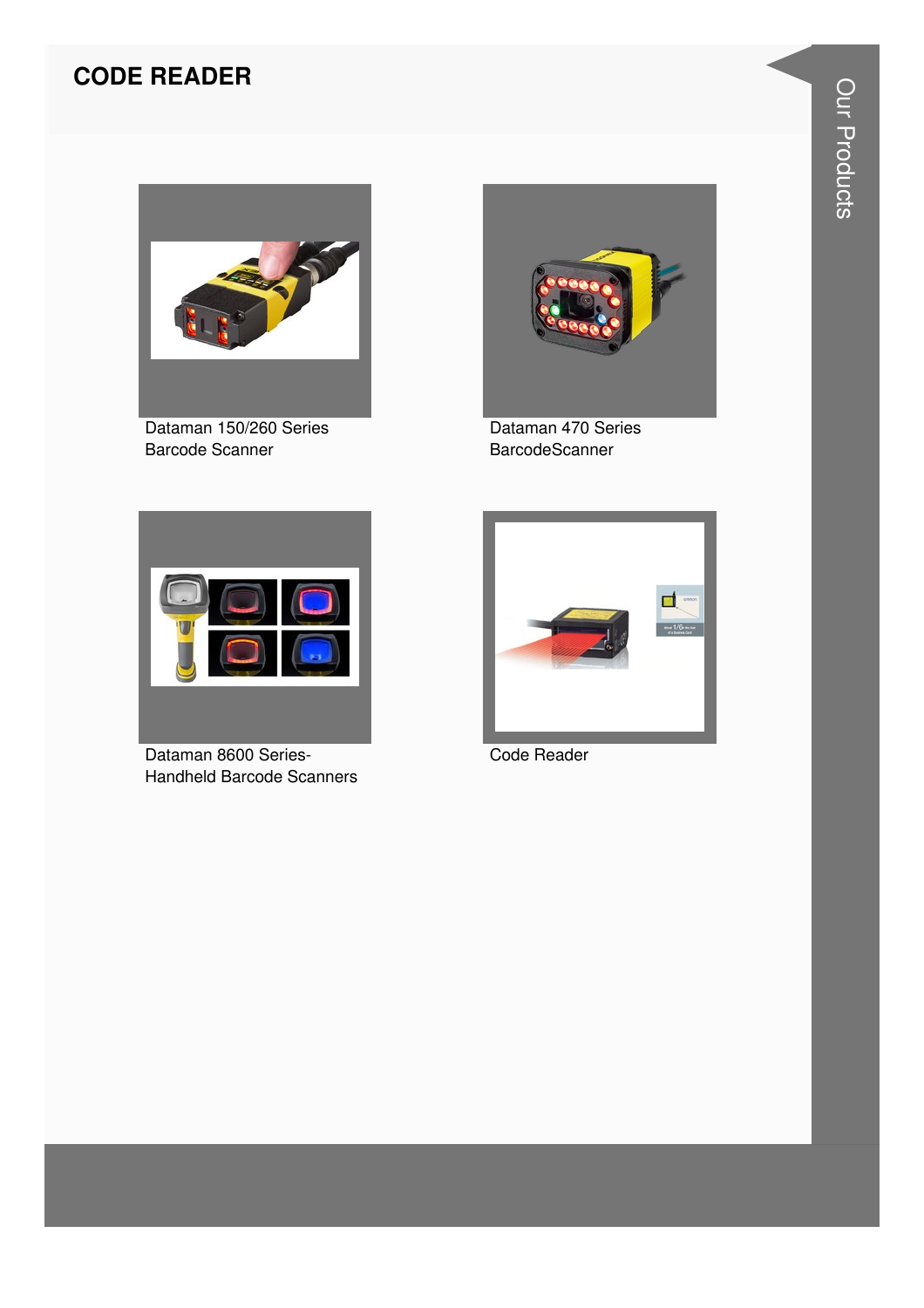# CODE READER

Dataman 150/260 Series Barcode Scanner

Dataman 470 Series BarcodeScanner

Dataman 8600 Series-Handheld Barcode Scanners

Code Reader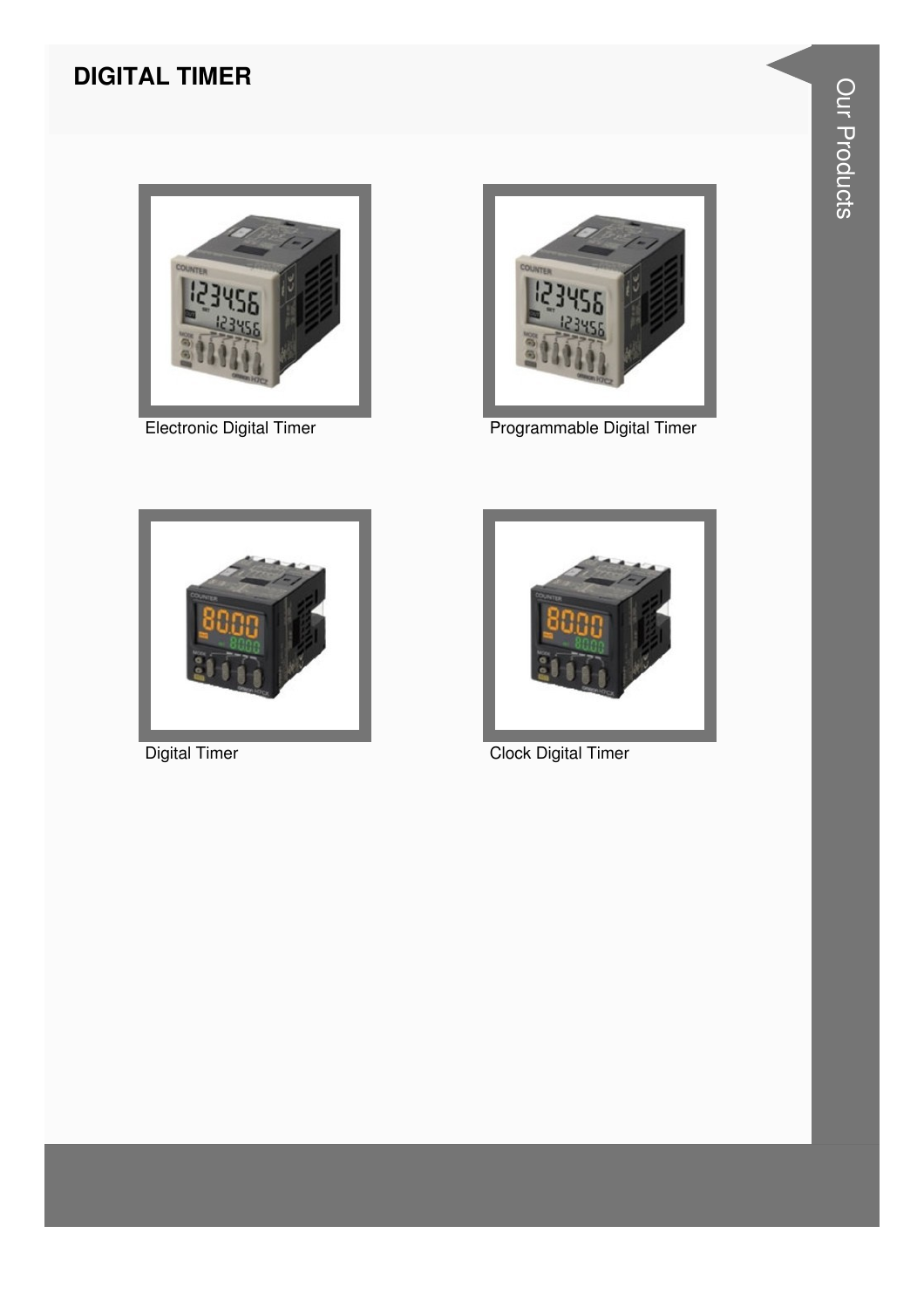# DIGITAL TIMER

Electronic Digital Timer

Programmable Digital Timer

Digital Timer

Clock Digital Timer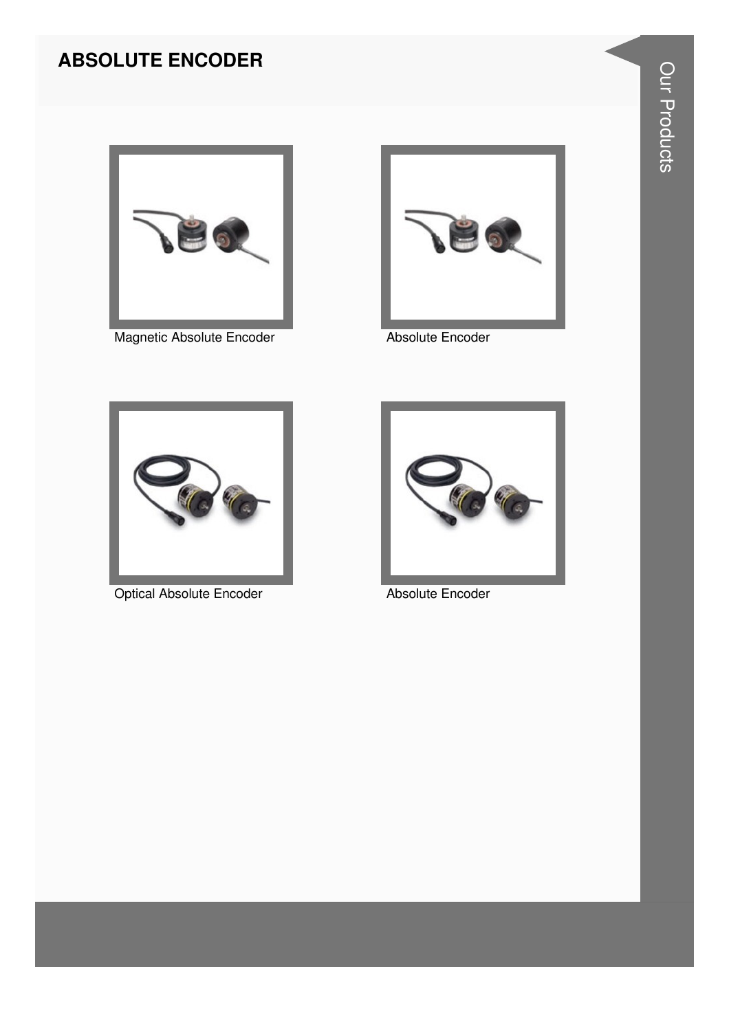## ABSOLUTE ENCODER

Magnetic Absolute Encoder

Absolute Encoder

Optical Absolute Encoder

Absolute Encoder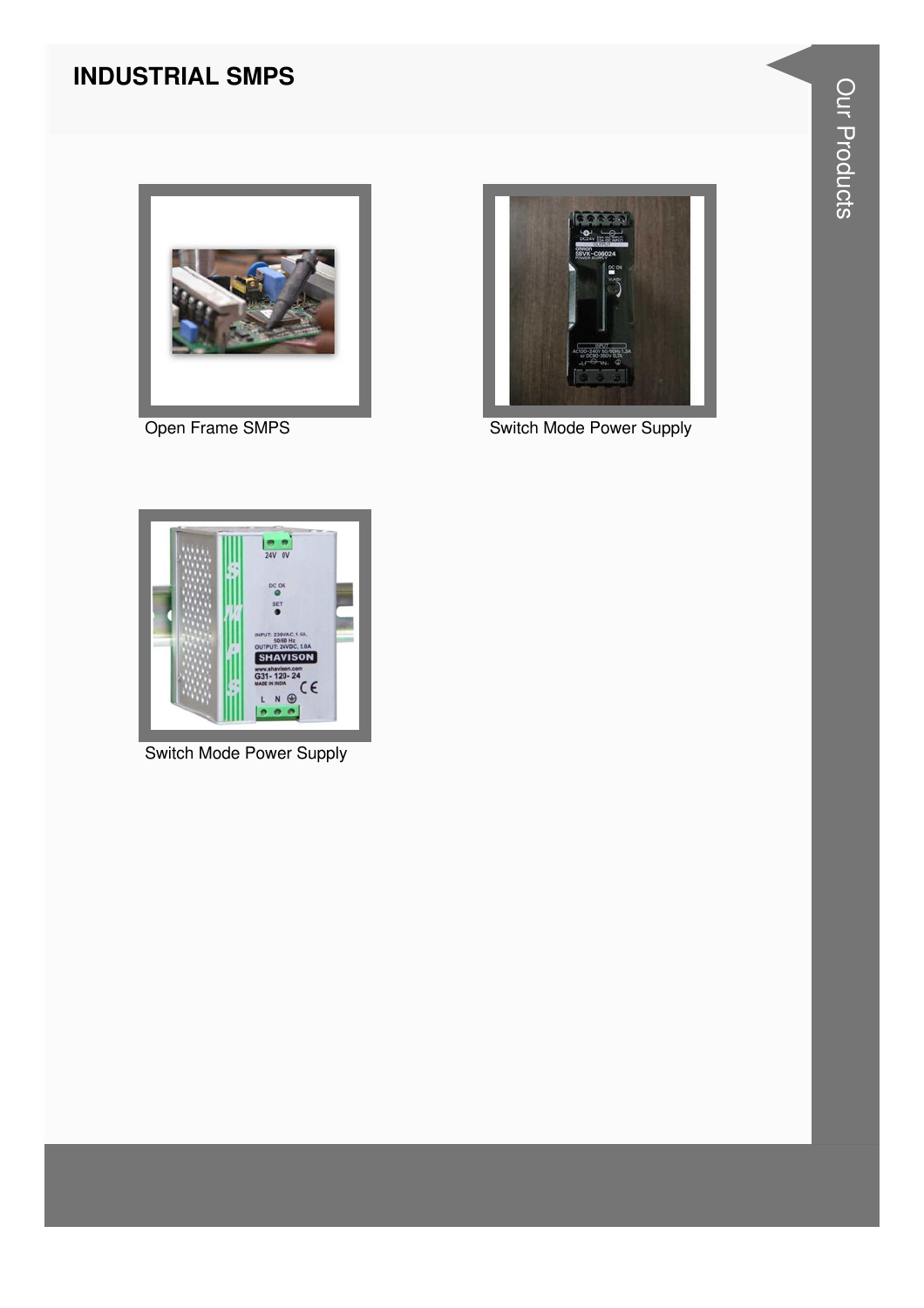# INDUSTRIAL SMPS

Open Frame SMPS

Switch Mode Power Supply

Switch Mode Power Supply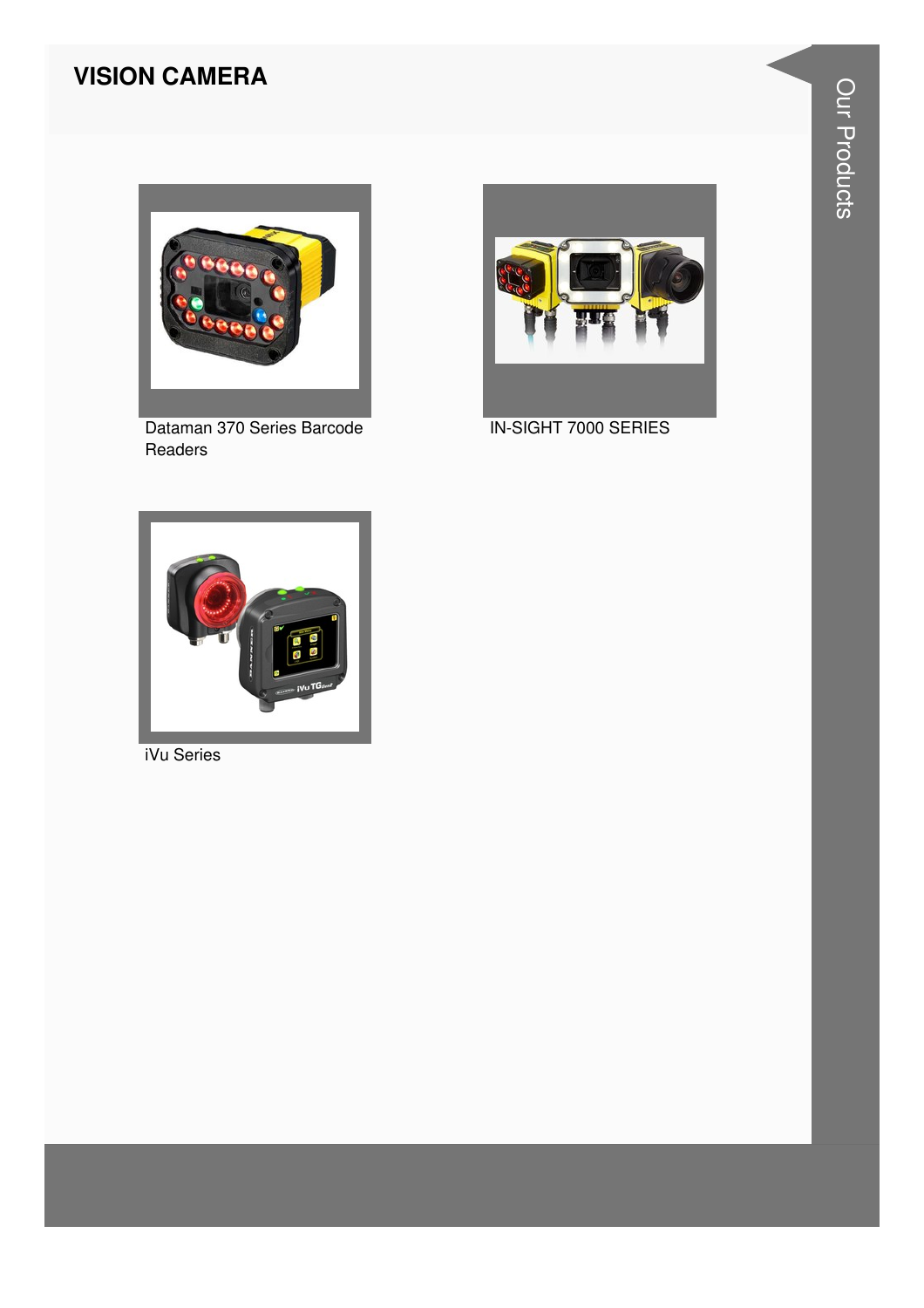## VISION CAMERA

Dataman 370 Series Barcode Readers

IN-SIGHT 7000 SERIES

iVu Series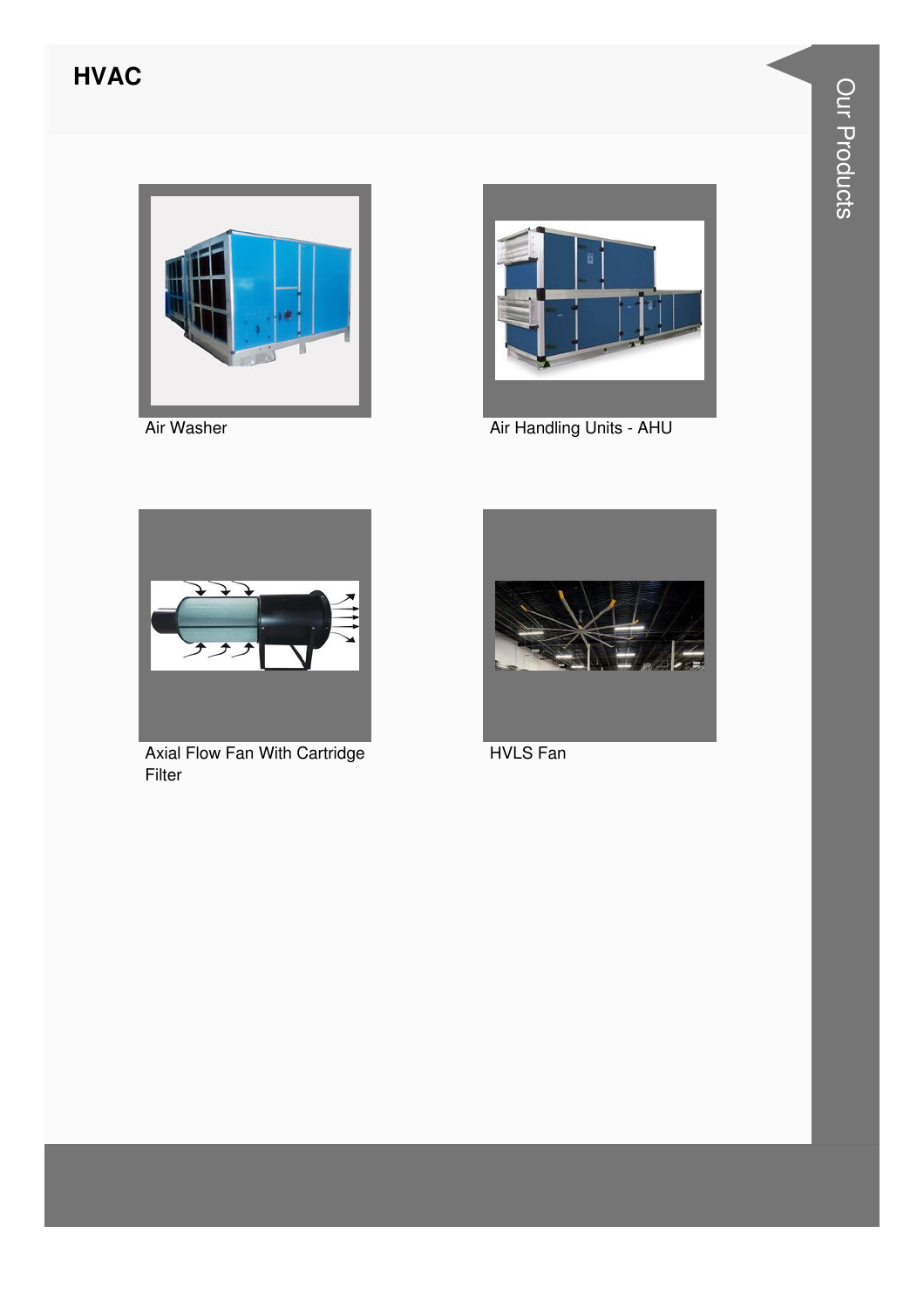## HVAC

Air Washer

Air Handling Units - AHU

Axial Flow Fan With Cartridge Filter

HVLS Fan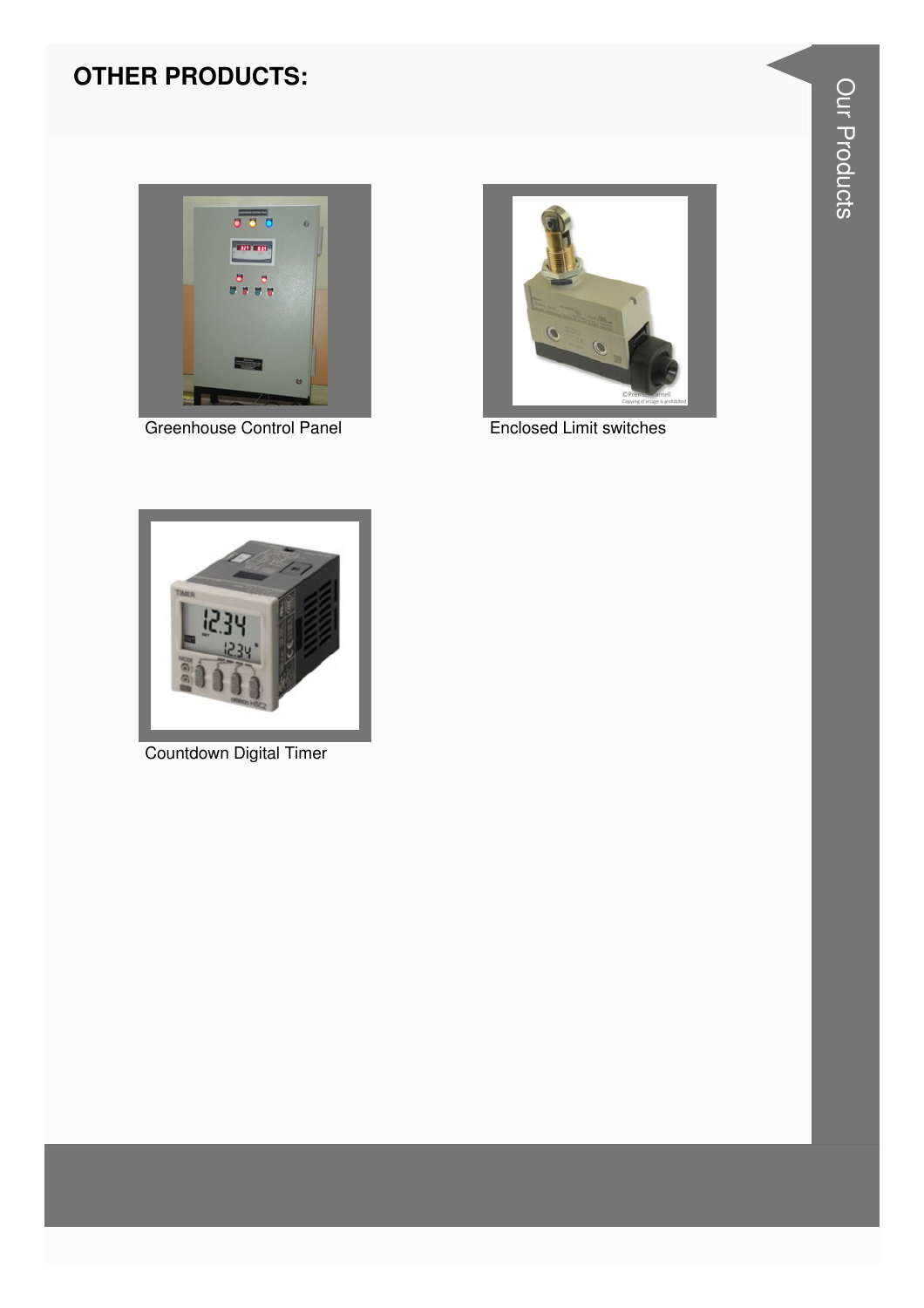## OTHER PRODUCTS:

Greenhouse Control Panel

Enclosed Limit switches

Countdown Digital Timer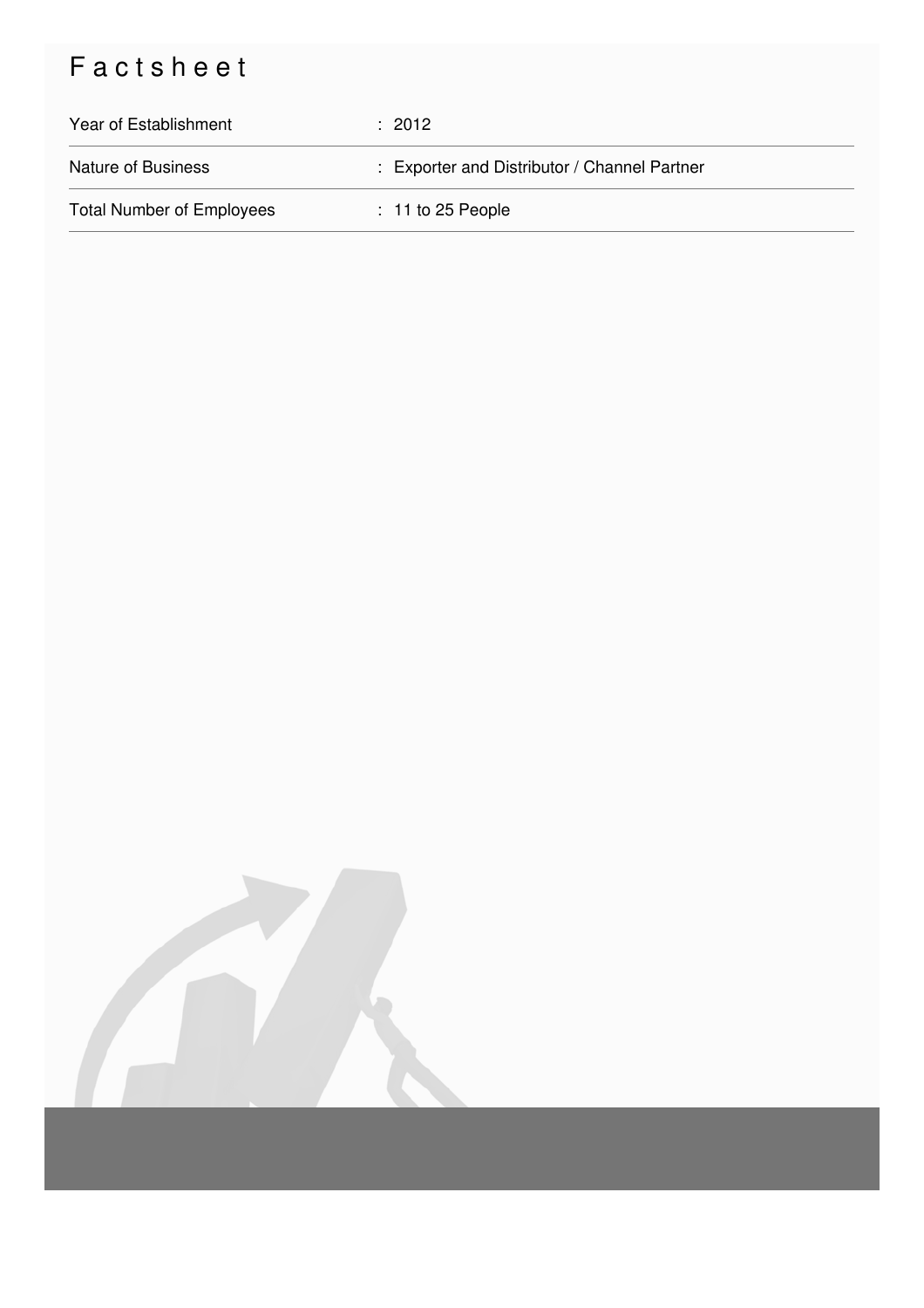# Factsheet

| | |
|---|---|
| Year of Establishment | : 2012 |
| Nature of Business | : Exporter and Distributor / Channel Partner |
| Total Number of Employees | : 11 to 25 People |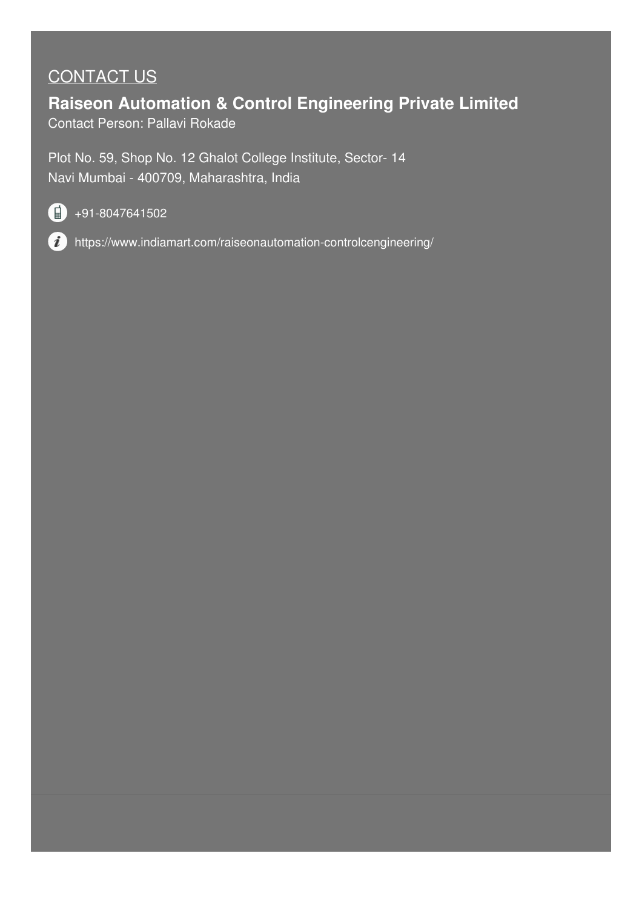## CONTACT US

**Raiseon Automation & Control Engineering Private Limited**

Contact Person: Pallavi Rokade

Plot No. 59, Shop No. 12 Ghalot College Institute, Sector- 14
Navi Mumbai - 400709, Maharashtra, India

+91-8047641502

https://www.indiamart.com/raiseonautomation-controlcengineering/